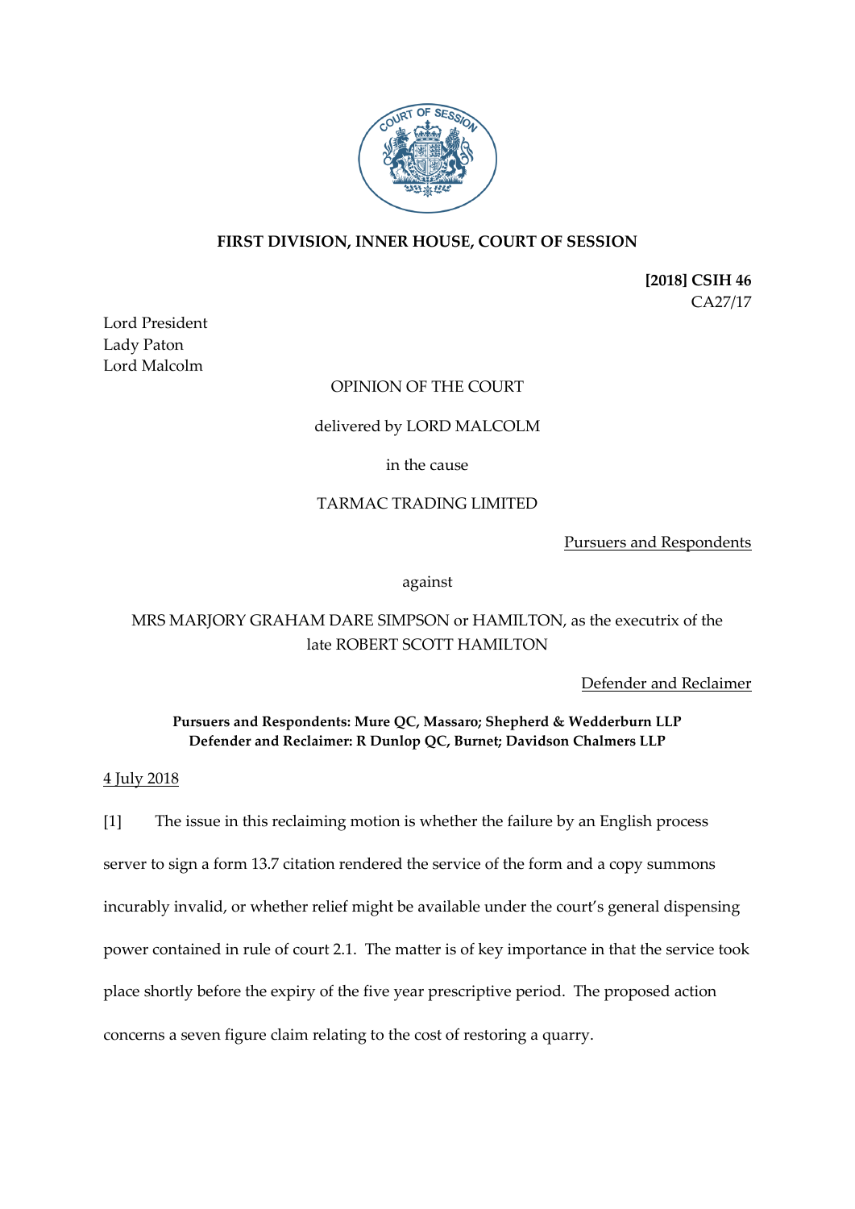**FIRST DIVISION, INNER HOUSE, COURT OF SESSION**

**[2018] CSIH 46**
CA27/17

Lord President
Lady Paton
Lord Malcolm

OPINION OF THE COURT

delivered by LORD MALCOLM

in the cause

TARMAC TRADING LIMITED

Pursuers and Respondents

against

MRS MARJORY GRAHAM DARE SIMPSON or HAMILTON, as the executrix of the late ROBERT SCOTT HAMILTON

Defender and Reclaimer

**Pursuers and Respondents: Mure QC, Massaro; Shepherd & Wedderburn LLP**
**Defender and Reclaimer: R Dunlop QC, Burnet; Davidson Chalmers LLP**

4 July 2018

[1] The issue in this reclaiming motion is whether the failure by an English process server to sign a form 13.7 citation rendered the service of the form and a copy summons incurably invalid, or whether relief might be available under the court's general dispensing power contained in rule of court 2.1. The matter is of key importance in that the service took place shortly before the expiry of the five year prescriptive period. The proposed action concerns a seven figure claim relating to the cost of restoring a quarry.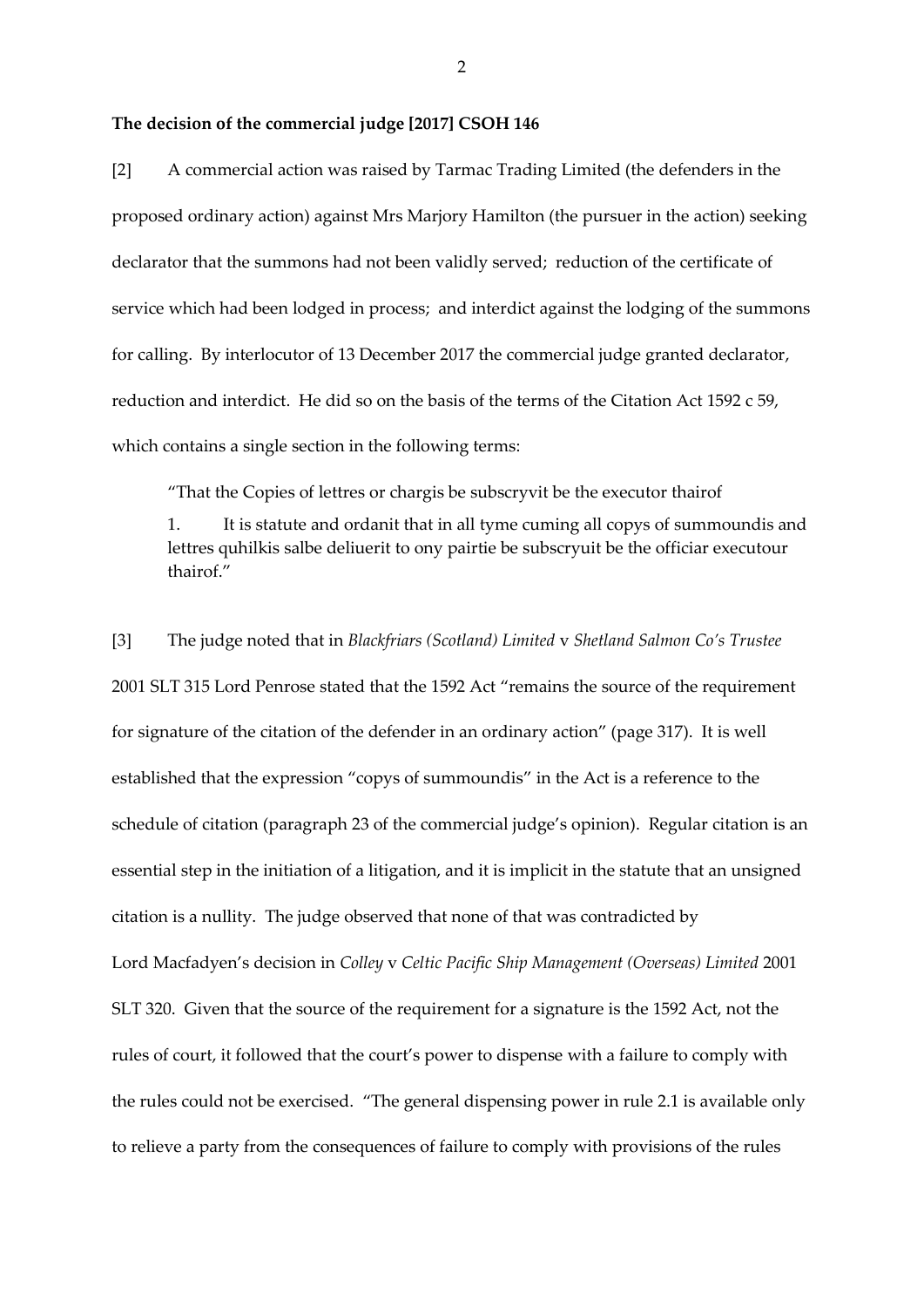**The decision of the commercial judge [2017] CSOH 146**

[2] A commercial action was raised by Tarmac Trading Limited (the defenders in the proposed ordinary action) against Mrs Marjory Hamilton (the pursuer in the action) seeking declarator that the summons had not been validly served; reduction of the certificate of service which had been lodged in process; and interdict against the lodging of the summons for calling. By interlocutor of 13 December 2017 the commercial judge granted declarator, reduction and interdict. He did so on the basis of the terms of the Citation Act 1592 c 59, which contains a single section in the following terms:

> "That the Copies of lettres or chargis be subscryvit be the executor thairof
>
> 1. It is statute and ordanit that in all tyme cuming all copys of summoundis and lettres quhilkis salbe deliuerit to ony pairtie be subscryuit be the officiar executour thairof."

[3] The judge noted that in *Blackfriars (Scotland) Limited* v *Shetland Salmon Co's Trustee* 2001 SLT 315 Lord Penrose stated that the 1592 Act "remains the source of the requirement for signature of the citation of the defender in an ordinary action" (page 317). It is well established that the expression "copys of summoundis" in the Act is a reference to the schedule of citation (paragraph 23 of the commercial judge's opinion). Regular citation is an essential step in the initiation of a litigation, and it is implicit in the statute that an unsigned citation is a nullity. The judge observed that none of that was contradicted by Lord Macfadyen's decision in *Colley* v *Celtic Pacific Ship Management (Overseas) Limited* 2001 SLT 320. Given that the source of the requirement for a signature is the 1592 Act, not the rules of court, it followed that the court's power to dispense with a failure to comply with the rules could not be exercised. "The general dispensing power in rule 2.1 is available only to relieve a party from the consequences of failure to comply with provisions of the rules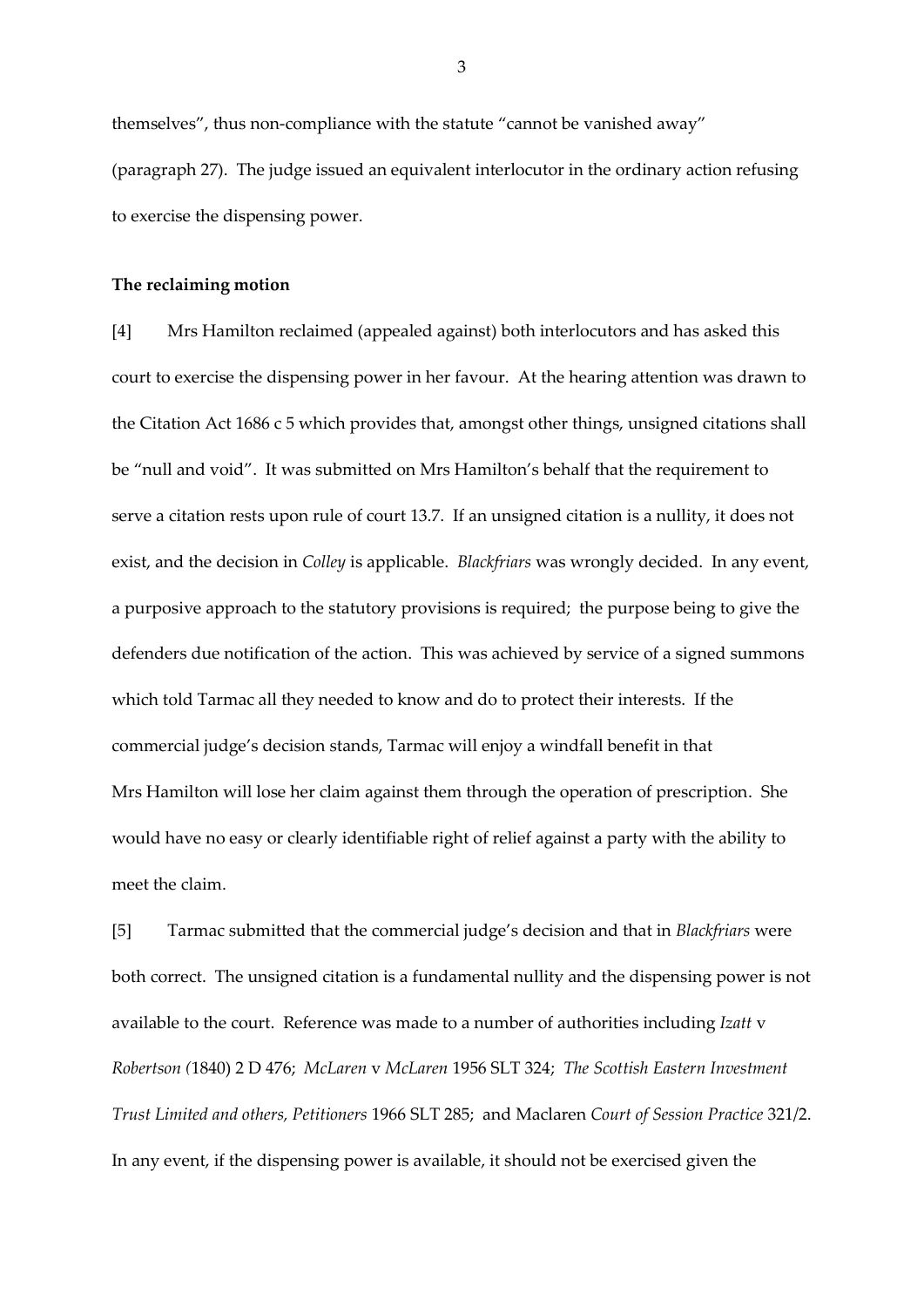themselves", thus non-compliance with the statute "cannot be vanished away" (paragraph 27). The judge issued an equivalent interlocutor in the ordinary action refusing to exercise the dispensing power.

**The reclaiming motion**

[4] Mrs Hamilton reclaimed (appealed against) both interlocutors and has asked this court to exercise the dispensing power in her favour. At the hearing attention was drawn to the Citation Act 1686 c 5 which provides that, amongst other things, unsigned citations shall be "null and void". It was submitted on Mrs Hamilton's behalf that the requirement to serve a citation rests upon rule of court 13.7. If an unsigned citation is a nullity, it does not exist, and the decision in *Colley* is applicable. *Blackfriars* was wrongly decided. In any event, a purposive approach to the statutory provisions is required; the purpose being to give the defenders due notification of the action. This was achieved by service of a signed summons which told Tarmac all they needed to know and do to protect their interests. If the commercial judge's decision stands, Tarmac will enjoy a windfall benefit in that Mrs Hamilton will lose her claim against them through the operation of prescription. She would have no easy or clearly identifiable right of relief against a party with the ability to meet the claim.

[5] Tarmac submitted that the commercial judge's decision and that in *Blackfriars* were both correct. The unsigned citation is a fundamental nullity and the dispensing power is not available to the court. Reference was made to a number of authorities including *Izatt* v *Robertson (*1840) 2 D 476; *McLaren* v *McLaren* 1956 SLT 324; *The Scottish Eastern Investment Trust Limited and others, Petitioners* 1966 SLT 285; and Maclaren *Court of Session Practice* 321/2. In any event, if the dispensing power is available, it should not be exercised given the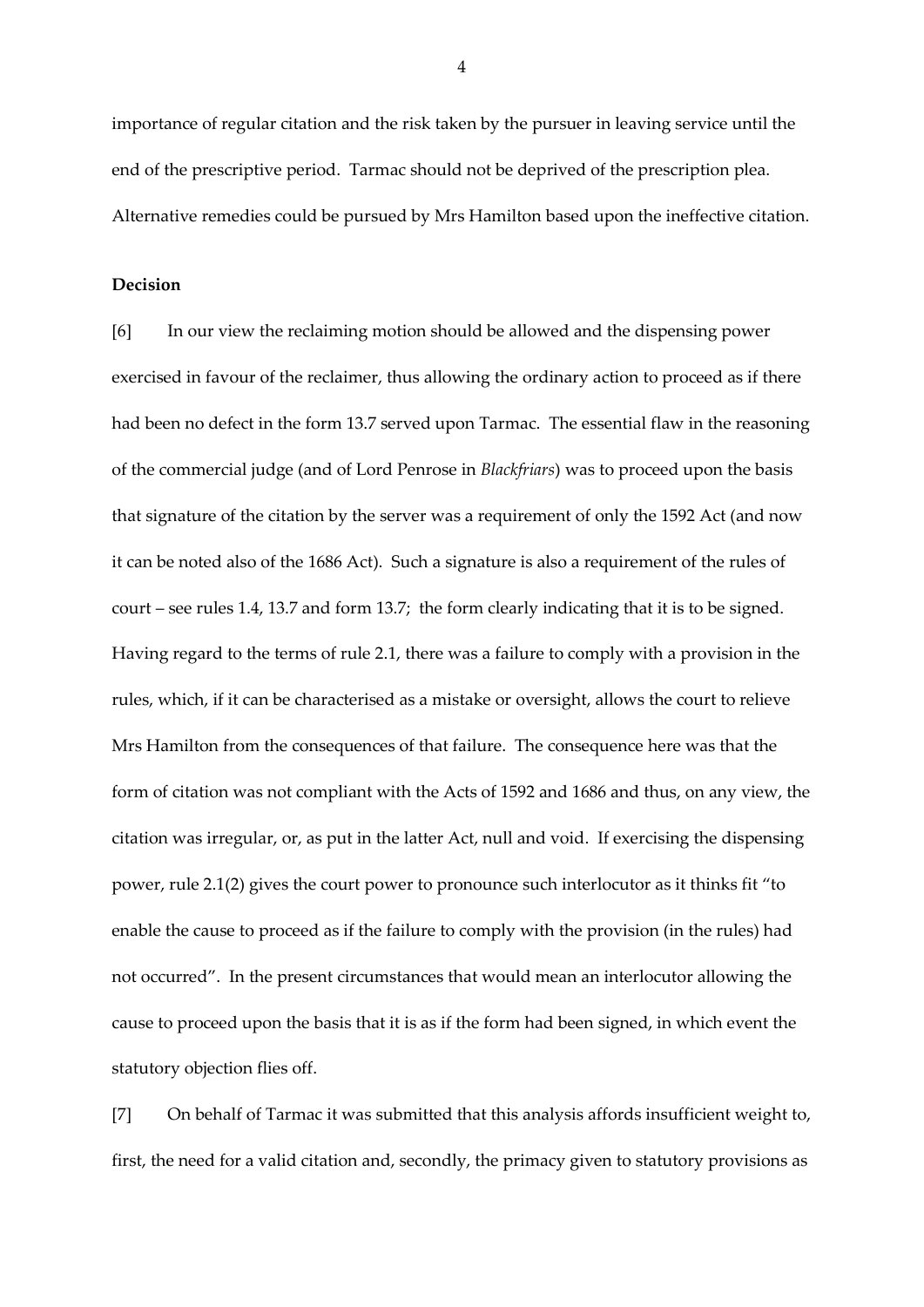importance of regular citation and the risk taken by the pursuer in leaving service until the end of the prescriptive period. Tarmac should not be deprived of the prescription plea. Alternative remedies could be pursued by Mrs Hamilton based upon the ineffective citation.

**Decision**

[6] In our view the reclaiming motion should be allowed and the dispensing power exercised in favour of the reclaimer, thus allowing the ordinary action to proceed as if there had been no defect in the form 13.7 served upon Tarmac. The essential flaw in the reasoning of the commercial judge (and of Lord Penrose in *Blackfriars*) was to proceed upon the basis that signature of the citation by the server was a requirement of only the 1592 Act (and now it can be noted also of the 1686 Act). Such a signature is also a requirement of the rules of court – see rules 1.4, 13.7 and form 13.7; the form clearly indicating that it is to be signed. Having regard to the terms of rule 2.1, there was a failure to comply with a provision in the rules, which, if it can be characterised as a mistake or oversight, allows the court to relieve Mrs Hamilton from the consequences of that failure. The consequence here was that the form of citation was not compliant with the Acts of 1592 and 1686 and thus, on any view, the citation was irregular, or, as put in the latter Act, null and void. If exercising the dispensing power, rule 2.1(2) gives the court power to pronounce such interlocutor as it thinks fit "to enable the cause to proceed as if the failure to comply with the provision (in the rules) had not occurred". In the present circumstances that would mean an interlocutor allowing the cause to proceed upon the basis that it is as if the form had been signed, in which event the statutory objection flies off.

[7] On behalf of Tarmac it was submitted that this analysis affords insufficient weight to, first, the need for a valid citation and, secondly, the primacy given to statutory provisions as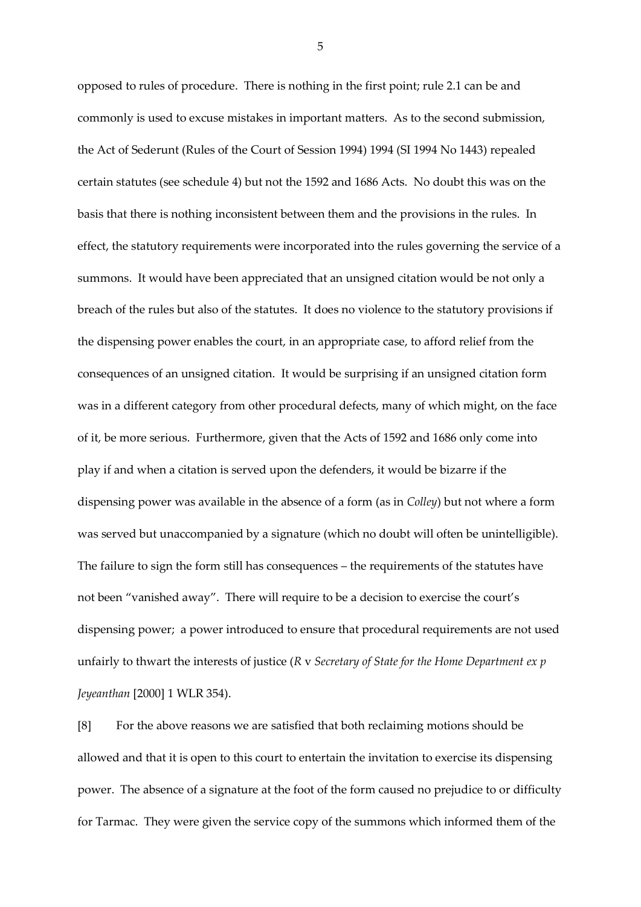opposed to rules of procedure. There is nothing in the first point; rule 2.1 can be and commonly is used to excuse mistakes in important matters. As to the second submission, the Act of Sederunt (Rules of the Court of Session 1994) 1994 (SI 1994 No 1443) repealed certain statutes (see schedule 4) but not the 1592 and 1686 Acts. No doubt this was on the basis that there is nothing inconsistent between them and the provisions in the rules. In effect, the statutory requirements were incorporated into the rules governing the service of a summons. It would have been appreciated that an unsigned citation would be not only a breach of the rules but also of the statutes. It does no violence to the statutory provisions if the dispensing power enables the court, in an appropriate case, to afford relief from the consequences of an unsigned citation. It would be surprising if an unsigned citation form was in a different category from other procedural defects, many of which might, on the face of it, be more serious. Furthermore, given that the Acts of 1592 and 1686 only come into play if and when a citation is served upon the defenders, it would be bizarre if the dispensing power was available in the absence of a form (as in *Colley*) but not where a form was served but unaccompanied by a signature (which no doubt will often be unintelligible). The failure to sign the form still has consequences – the requirements of the statutes have not been "vanished away". There will require to be a decision to exercise the court's dispensing power; a power introduced to ensure that procedural requirements are not used unfairly to thwart the interests of justice (*R* v *Secretary of State for the Home Department ex p Jeyeanthan* [2000] 1 WLR 354).

[8] For the above reasons we are satisfied that both reclaiming motions should be allowed and that it is open to this court to entertain the invitation to exercise its dispensing power. The absence of a signature at the foot of the form caused no prejudice to or difficulty for Tarmac. They were given the service copy of the summons which informed them of the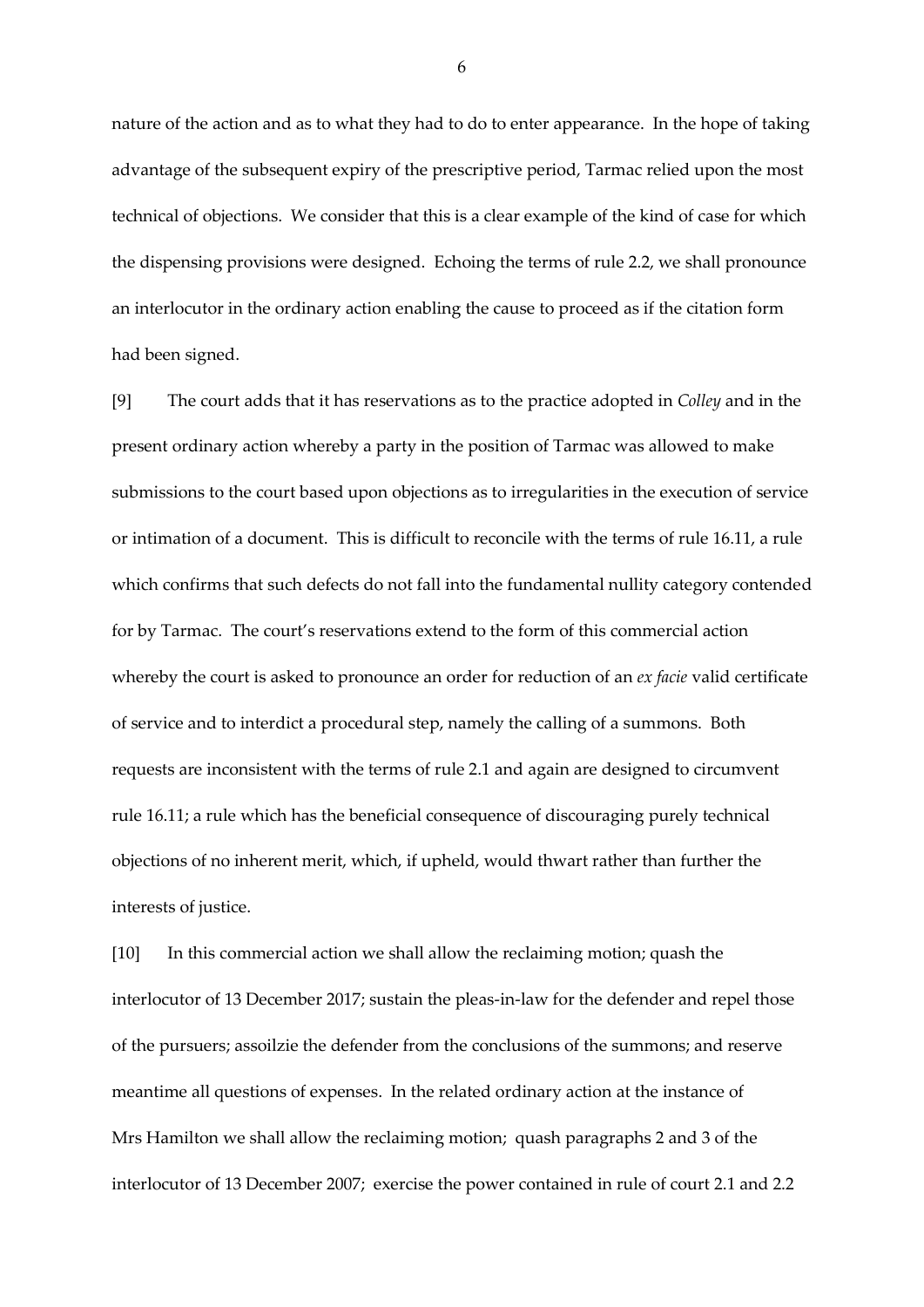nature of the action and as to what they had to do to enter appearance. In the hope of taking advantage of the subsequent expiry of the prescriptive period, Tarmac relied upon the most technical of objections. We consider that this is a clear example of the kind of case for which the dispensing provisions were designed. Echoing the terms of rule 2.2, we shall pronounce an interlocutor in the ordinary action enabling the cause to proceed as if the citation form had been signed.

[9] The court adds that it has reservations as to the practice adopted in *Colley* and in the present ordinary action whereby a party in the position of Tarmac was allowed to make submissions to the court based upon objections as to irregularities in the execution of service or intimation of a document. This is difficult to reconcile with the terms of rule 16.11, a rule which confirms that such defects do not fall into the fundamental nullity category contended for by Tarmac. The court's reservations extend to the form of this commercial action whereby the court is asked to pronounce an order for reduction of an *ex facie* valid certificate of service and to interdict a procedural step, namely the calling of a summons. Both requests are inconsistent with the terms of rule 2.1 and again are designed to circumvent rule 16.11; a rule which has the beneficial consequence of discouraging purely technical objections of no inherent merit, which, if upheld, would thwart rather than further the interests of justice.

[10] In this commercial action we shall allow the reclaiming motion; quash the interlocutor of 13 December 2017; sustain the pleas-in-law for the defender and repel those of the pursuers; assoilzie the defender from the conclusions of the summons; and reserve meantime all questions of expenses. In the related ordinary action at the instance of Mrs Hamilton we shall allow the reclaiming motion; quash paragraphs 2 and 3 of the interlocutor of 13 December 2007; exercise the power contained in rule of court 2.1 and 2.2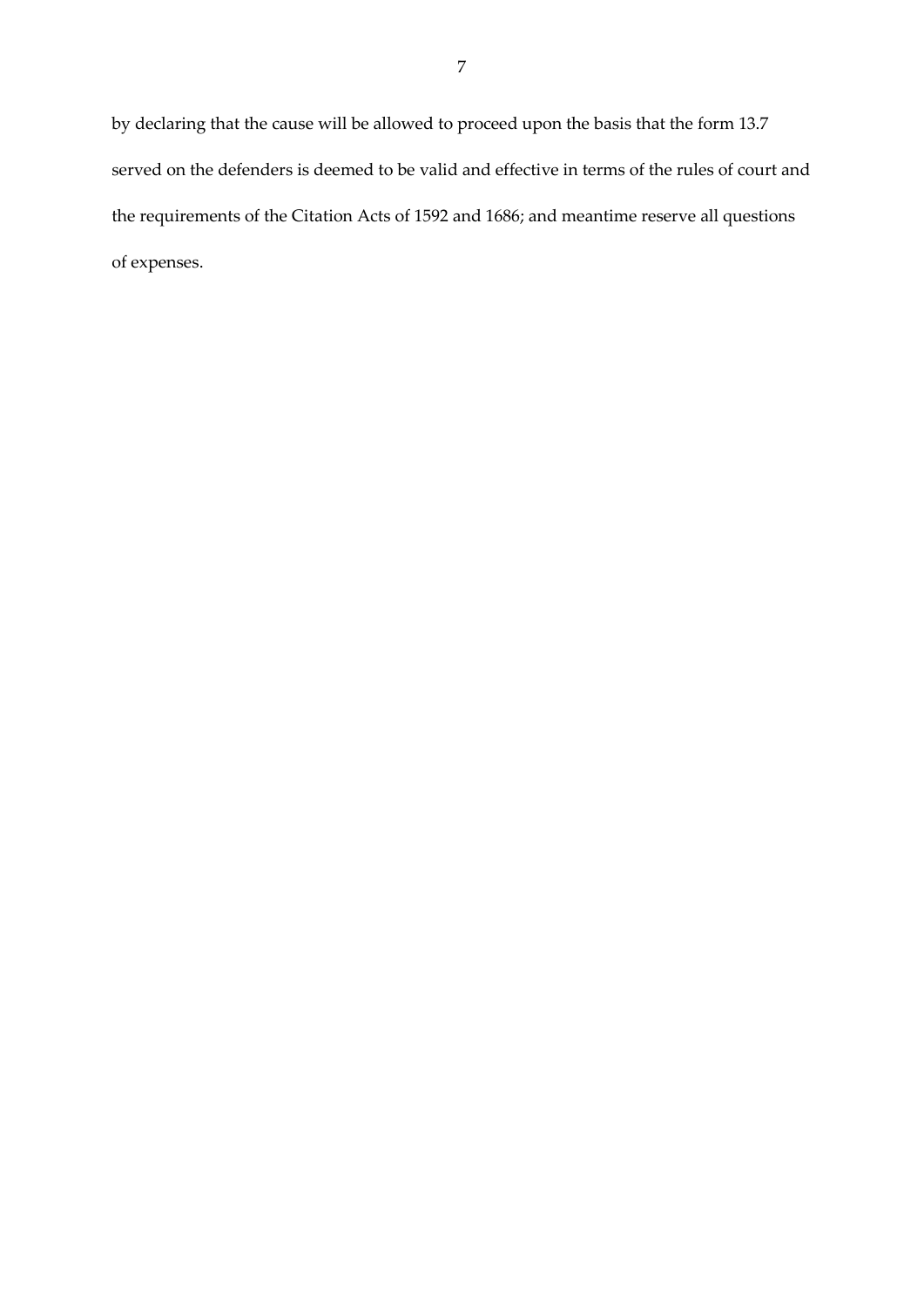by declaring that the cause will be allowed to proceed upon the basis that the form 13.7 served on the defenders is deemed to be valid and effective in terms of the rules of court and the requirements of the Citation Acts of 1592 and 1686; and meantime reserve all questions of expenses.